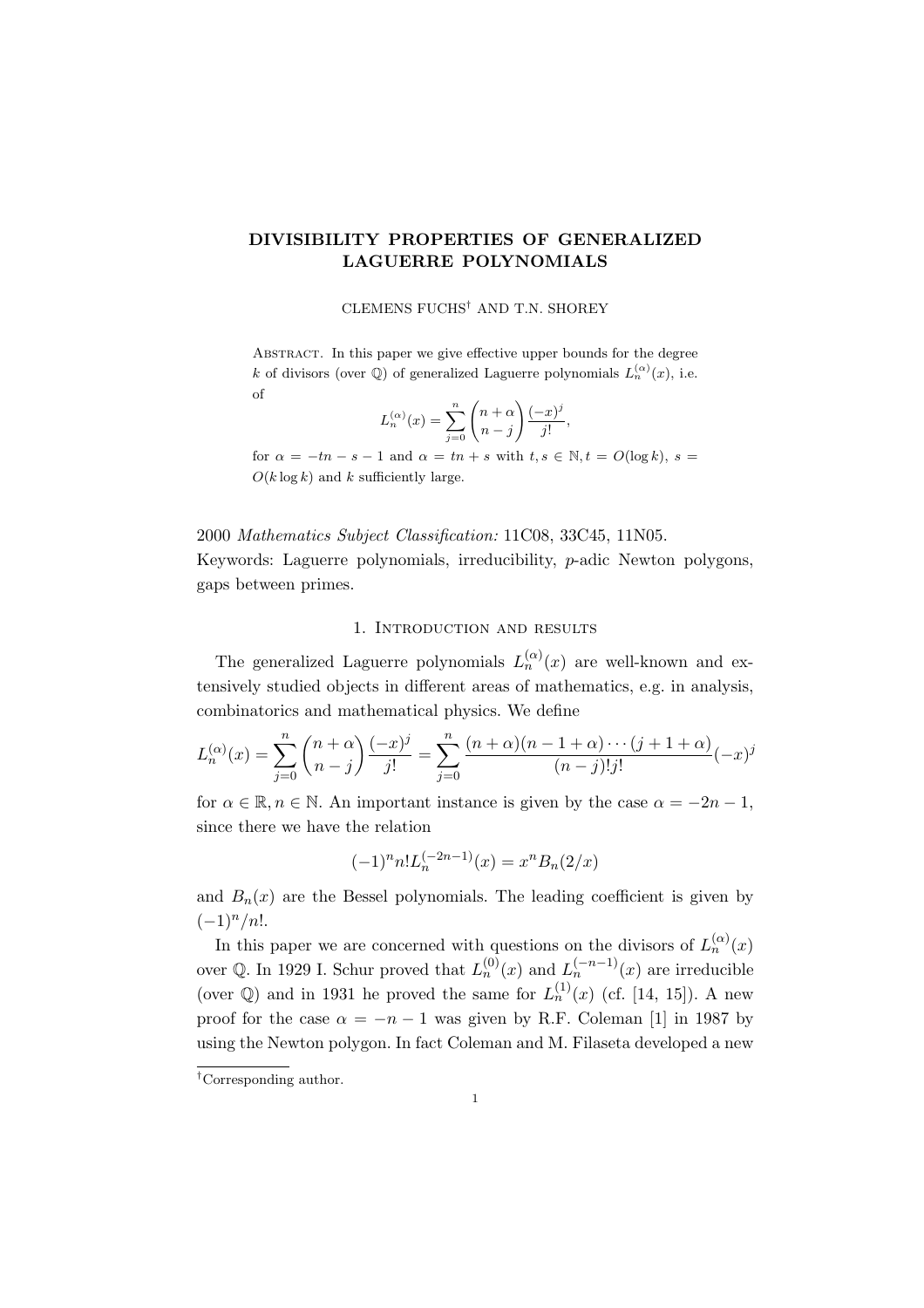# DIVISIBILITY PROPERTIES OF GENERALIZED LAGUERRE POLYNOMIALS

CLEMENS FUCHS† AND T.N. SHOREY

Abstract. In this paper we give effective upper bounds for the degree $k$ of divisors (over $\mathbb{Q}$) of generalized Laguerre polynomials $L_n^{(\alpha)}(x)$, i.e. of

$$L_n^{(\alpha)}(x) = \sum_{j=0}^{n} \binom{n+\alpha}{n-j} \frac{(-x)^j}{j!},$$

for $\alpha = -tn - s - 1$ and $\alpha = tn + s$ with $t, s \in \mathbb{N}, t = O(\log k)$, $s = O(k \log k)$ and $k$ sufficiently large.

2000 *Mathematics Subject Classification:* 11C08, 33C45, 11N05.
Keywords: Laguerre polynomials, irreducibility, $p$-adic Newton polygons, gaps between primes.

## 1. Introduction and results

The generalized Laguerre polynomials $L_n^{(\alpha)}(x)$ are well-known and extensively studied objects in different areas of mathematics, e.g. in analysis, combinatorics and mathematical physics. We define

$$L_n^{(\alpha)}(x) = \sum_{j=0}^{n} \binom{n+\alpha}{n-j} \frac{(-x)^j}{j!} = \sum_{j=0}^{n} \frac{(n+\alpha)(n-1+\alpha)\cdots(j+1+\alpha)}{(n-j)!j!}(-x)^j$$

for $\alpha \in \mathbb{R}, n \in \mathbb{N}$. An important instance is given by the case $\alpha = -2n-1$, since there we have the relation

$$(-1)^n n! L_n^{(-2n-1)}(x) = x^n B_n(2/x)$$

and $B_n(x)$ are the Bessel polynomials. The leading coefficient is given by $(-1)^n/n!$.

In this paper we are concerned with questions on the divisors of $L_n^{(\alpha)}(x)$ over $\mathbb{Q}$. In 1929 I. Schur proved that $L_n^{(0)}(x)$ and $L_n^{(-n-1)}(x)$ are irreducible (over $\mathbb{Q}$) and in 1931 he proved the same for $L_n^{(1)}(x)$ (cf. [14, 15]). A new proof for the case $\alpha = -n-1$ was given by R.F. Coleman [1] in 1987 by using the Newton polygon. In fact Coleman and M. Filaseta developed a new

†Corresponding author.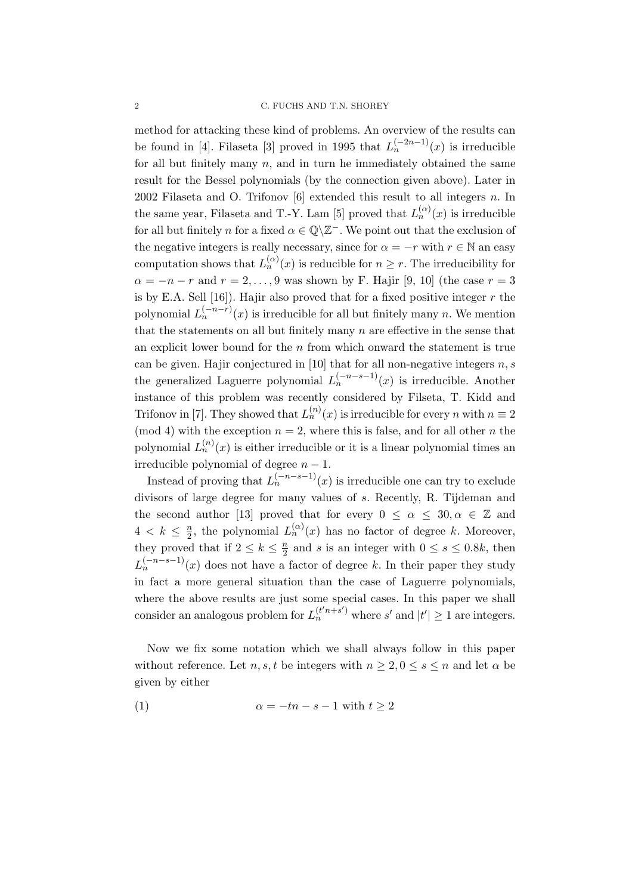method for attacking these kind of problems. An overview of the results can be found in [4]. Filaseta [3] proved in 1995 that $L_n^{(-2n-1)}(x)$ is irreducible for all but finitely many $n$, and in turn he immediately obtained the same result for the Bessel polynomials (by the connection given above). Later in 2002 Filaseta and O. Trifonov [6] extended this result to all integers $n$. In the same year, Filaseta and T.-Y. Lam [5] proved that $L_n^{(\alpha)}(x)$ is irreducible for all but finitely $n$ for a fixed $\alpha \in \mathbb{Q}\backslash\mathbb{Z}^-$. We point out that the exclusion of the negative integers is really necessary, since for $\alpha = -r$ with $r \in \mathbb{N}$ an easy computation shows that $L_n^{(\alpha)}(x)$ is reducible for $n \geq r$. The irreducibility for $\alpha = -n - r$ and $r = 2, \ldots, 9$ was shown by F. Hajir [9, 10] (the case $r = 3$ is by E.A. Sell [16]). Hajir also proved that for a fixed positive integer $r$ the polynomial $L_n^{(-n-r)}(x)$ is irreducible for all but finitely many $n$. We mention that the statements on all but finitely many $n$ are effective in the sense that an explicit lower bound for the $n$ from which onward the statement is true can be given. Hajir conjectured in [10] that for all non-negative integers $n, s$ the generalized Laguerre polynomial $L_n^{(-n-s-1)}(x)$ is irreducible. Another instance of this problem was recently considered by Filseta, T. Kidd and Trifonov in [7]. They showed that $L_n^{(n)}(x)$ is irreducible for every $n$ with $n \equiv 2 \pmod 4$ with the exception $n = 2$, where this is false, and for all other $n$ the polynomial $L_n^{(n)}(x)$ is either irreducible or it is a linear polynomial times an irreducible polynomial of degree $n - 1$.

Instead of proving that $L_n^{(-n-s-1)}(x)$ is irreducible one can try to exclude divisors of large degree for many values of $s$. Recently, R. Tijdeman and the second author [13] proved that for every $0 \leq \alpha \leq 30, \alpha \in \mathbb{Z}$ and $4 < k \leq \frac{n}{2}$, the polynomial $L_n^{(\alpha)}(x)$ has no factor of degree $k$. Moreover, they proved that if $2 \leq k \leq \frac{n}{2}$ and $s$ is an integer with $0 \leq s \leq 0.8k$, then $L_n^{(-n-s-1)}(x)$ does not have a factor of degree $k$. In their paper they study in fact a more general situation than the case of Laguerre polynomials, where the above results are just some special cases. In this paper we shall consider an analogous problem for $L_n^{(t'n+s')}$ where $s'$ and $|t'| \geq 1$ are integers.

Now we fix some notation which we shall always follow in this paper without reference. Let $n, s, t$ be integers with $n \geq 2, 0 \leq s \leq n$ and let $\alpha$ be given by either

$$\alpha = -tn - s - 1 \text{ with } t \geq 2 \tag{1}$$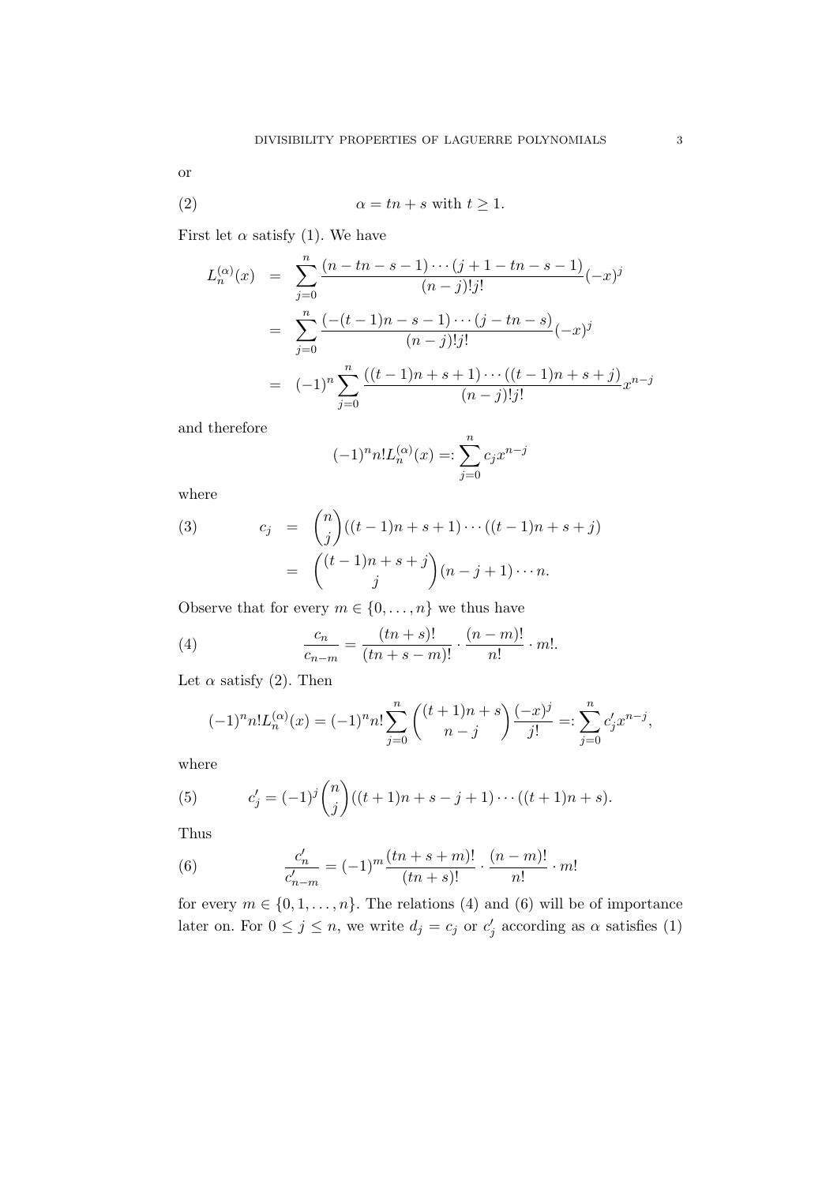or

$$\alpha = tn + s \text{ with } t \geq 1. \tag{2}$$

First let $\alpha$ satisfy (1). We have

$$\begin{aligned}
L_n^{(\alpha)}(x) &= \sum_{j=0}^{n} \frac{(n - tn - s - 1) \cdots (j + 1 - tn - s - 1)}{(n-j)!j!}(-x)^j \\
&= \sum_{j=0}^{n} \frac{(-(t-1)n - s - 1) \cdots (j - tn - s)}{(n-j)!j!}(-x)^j \\
&= (-1)^n \sum_{j=0}^{n} \frac{((t-1)n + s + 1) \cdots ((t-1)n + s + j)}{(n-j)!j!} x^{n-j}
\end{aligned}$$

and therefore

$$(-1)^n n! L_n^{(\alpha)}(x) =: \sum_{j=0}^{n} c_j x^{n-j}$$

where

$$\begin{aligned}
c_j &= \binom{n}{j}((t-1)n + s + 1) \cdots ((t-1)n + s + j) \\
&= \binom{(t-1)n + s + j}{j}(n - j + 1) \cdots n.
\end{aligned} \tag{3}$$

Observe that for every $m \in \{0, \dots, n\}$ we thus have

$$\frac{c_n}{c_{n-m}} = \frac{(tn+s)!}{(tn+s-m)!} \cdot \frac{(n-m)!}{n!} \cdot m!. \tag{4}$$

Let $\alpha$ satisfy (2). Then

$$(-1)^n n! L_n^{(\alpha)}(x) = (-1)^n n! \sum_{j=0}^{n} \binom{(t+1)n + s}{n - j} \frac{(-x)^j}{j!} =: \sum_{j=0}^{n} c'_j x^{n-j},$$

where

$$c'_j = (-1)^j \binom{n}{j}((t+1)n + s - j + 1) \cdots ((t+1)n + s). \tag{5}$$

Thus

$$\frac{c'_n}{c'_{n-m}} = (-1)^m \frac{(tn+s+m)!}{(tn+s)!} \cdot \frac{(n-m)!}{n!} \cdot m! \tag{6}$$

for every $m \in \{0, 1, \dots, n\}$. The relations (4) and (6) will be of importance later on. For $0 \leq j \leq n$, we write $d_j = c_j$ or $c'_j$ according as $\alpha$ satisfies (1)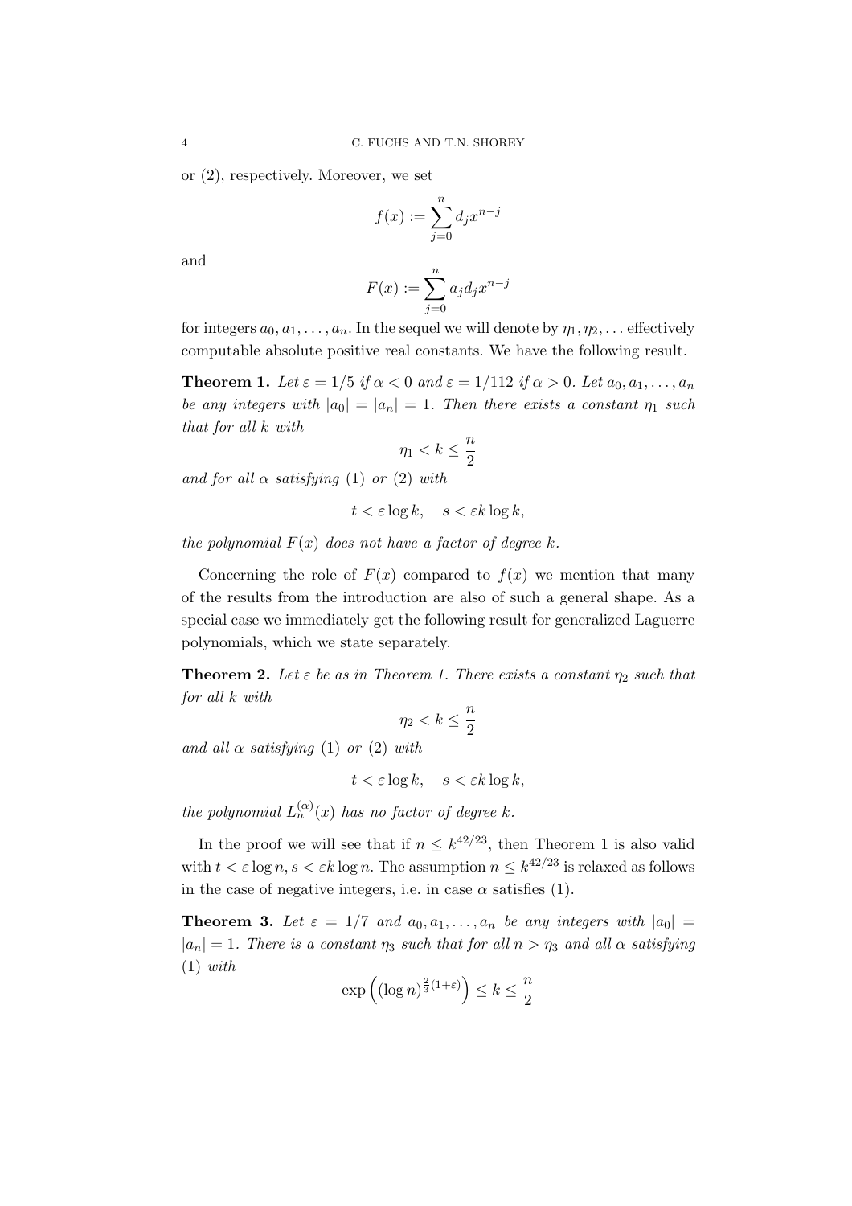or (2), respectively. Moreover, we set

$$f(x) := \sum_{j=0}^{n} d_j x^{n-j}$$

and

$$F(x) := \sum_{j=0}^{n} a_j d_j x^{n-j}$$

for integers $a_0, a_1, \dots, a_n$. In the sequel we will denote by $\eta_1, \eta_2, \dots$ effectively computable absolute positive real constants. We have the following result.

**Theorem 1.** *Let $\varepsilon = 1/5$ if $\alpha < 0$ and $\varepsilon = 1/112$ if $\alpha > 0$. Let $a_0, a_1, \dots, a_n$ be any integers with $|a_0| = |a_n| = 1$. Then there exists a constant $\eta_1$ such that for all $k$ with*

$$\eta_1 < k \leq \frac{n}{2}$$

*and for all $\alpha$ satisfying* (1) *or* (2) *with*

$$t < \varepsilon \log k, \quad s < \varepsilon k \log k,$$

*the polynomial $F(x)$ does not have a factor of degree $k$.*

Concerning the role of $F(x)$ compared to $f(x)$ we mention that many of the results from the introduction are also of such a general shape. As a special case we immediately get the following result for generalized Laguerre polynomials, which we state separately.

**Theorem 2.** *Let $\varepsilon$ be as in Theorem 1. There exists a constant $\eta_2$ such that for all $k$ with*

$$\eta_2 < k \leq \frac{n}{2}$$

*and all $\alpha$ satisfying* (1) *or* (2) *with*

$$t < \varepsilon \log k, \quad s < \varepsilon k \log k,$$

*the polynomial $L_n^{(\alpha)}(x)$ has no factor of degree $k$.*

In the proof we will see that if $n \leq k^{42/23}$, then Theorem 1 is also valid with $t < \varepsilon \log n, s < \varepsilon k \log n$. The assumption $n \leq k^{42/23}$ is relaxed as follows in the case of negative integers, i.e. in case $\alpha$ satisfies (1).

**Theorem 3.** *Let $\varepsilon = 1/7$ and $a_0, a_1, \dots, a_n$ be any integers with $|a_0| = |a_n| = 1$. There is a constant $\eta_3$ such that for all $n > \eta_3$ and all $\alpha$ satisfying* (1) *with*

$$\exp\left((\log n)^{\frac{2}{3}(1+\varepsilon)}\right) \leq k \leq \frac{n}{2}$$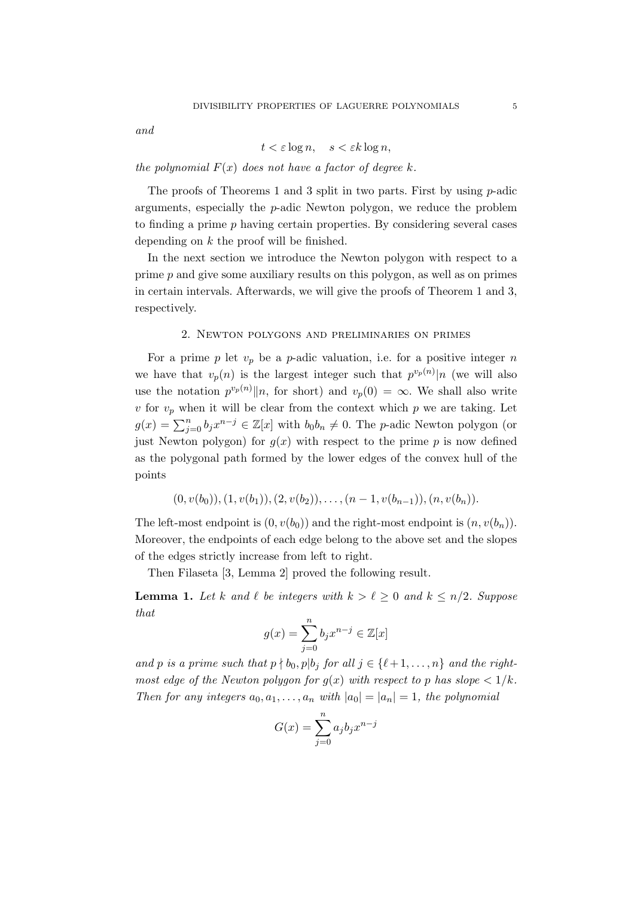*and*

$$t < \varepsilon \log n, \quad s < \varepsilon k \log n,$$

*the polynomial $F(x)$ does not have a factor of degree $k$.*

The proofs of Theorems 1 and 3 split in two parts. First by using $p$-adic arguments, especially the $p$-adic Newton polygon, we reduce the problem to finding a prime $p$ having certain properties. By considering several cases depending on $k$ the proof will be finished.

In the next section we introduce the Newton polygon with respect to a prime $p$ and give some auxiliary results on this polygon, as well as on primes in certain intervals. Afterwards, we will give the proofs of Theorem 1 and 3, respectively.

## 2. Newton polygons and preliminaries on primes

For a prime $p$ let $v_p$ be a $p$-adic valuation, i.e. for a positive integer $n$ we have that $v_p(n)$ is the largest integer such that $p^{v_p(n)}|n$ (we will also use the notation $p^{v_p(n)}\|n$, for short) and $v_p(0) = \infty$. We shall also write $v$ for $v_p$ when it will be clear from the context which $p$ we are taking. Let $g(x) = \sum_{j=0}^{n} b_j x^{n-j} \in \mathbb{Z}[x]$ with $b_0 b_n \neq 0$. The $p$-adic Newton polygon (or just Newton polygon) for $g(x)$ with respect to the prime $p$ is now defined as the polygonal path formed by the lower edges of the convex hull of the points

$$(0, v(b_0)), (1, v(b_1)), (2, v(b_2)), \ldots, (n-1, v(b_{n-1})), (n, v(b_n)).$$

The left-most endpoint is $(0, v(b_0))$ and the right-most endpoint is $(n, v(b_n))$. Moreover, the endpoints of each edge belong to the above set and the slopes of the edges strictly increase from left to right.

Then Filaseta [3, Lemma 2] proved the following result.

**Lemma 1.** *Let $k$ and $\ell$ be integers with $k > \ell \geq 0$ and $k \leq n/2$. Suppose that*

$$g(x) = \sum_{j=0}^{n} b_j x^{n-j} \in \mathbb{Z}[x]$$

*and $p$ is a prime such that $p \nmid b_0, p | b_j$ for all $j \in \{\ell+1, \ldots, n\}$ and the right-most edge of the Newton polygon for $g(x)$ with respect to $p$ has slope $< 1/k$. Then for any integers $a_0, a_1, \ldots, a_n$ with $|a_0| = |a_n| = 1$, the polynomial*

$$G(x) = \sum_{j=0}^{n} a_j b_j x^{n-j}$$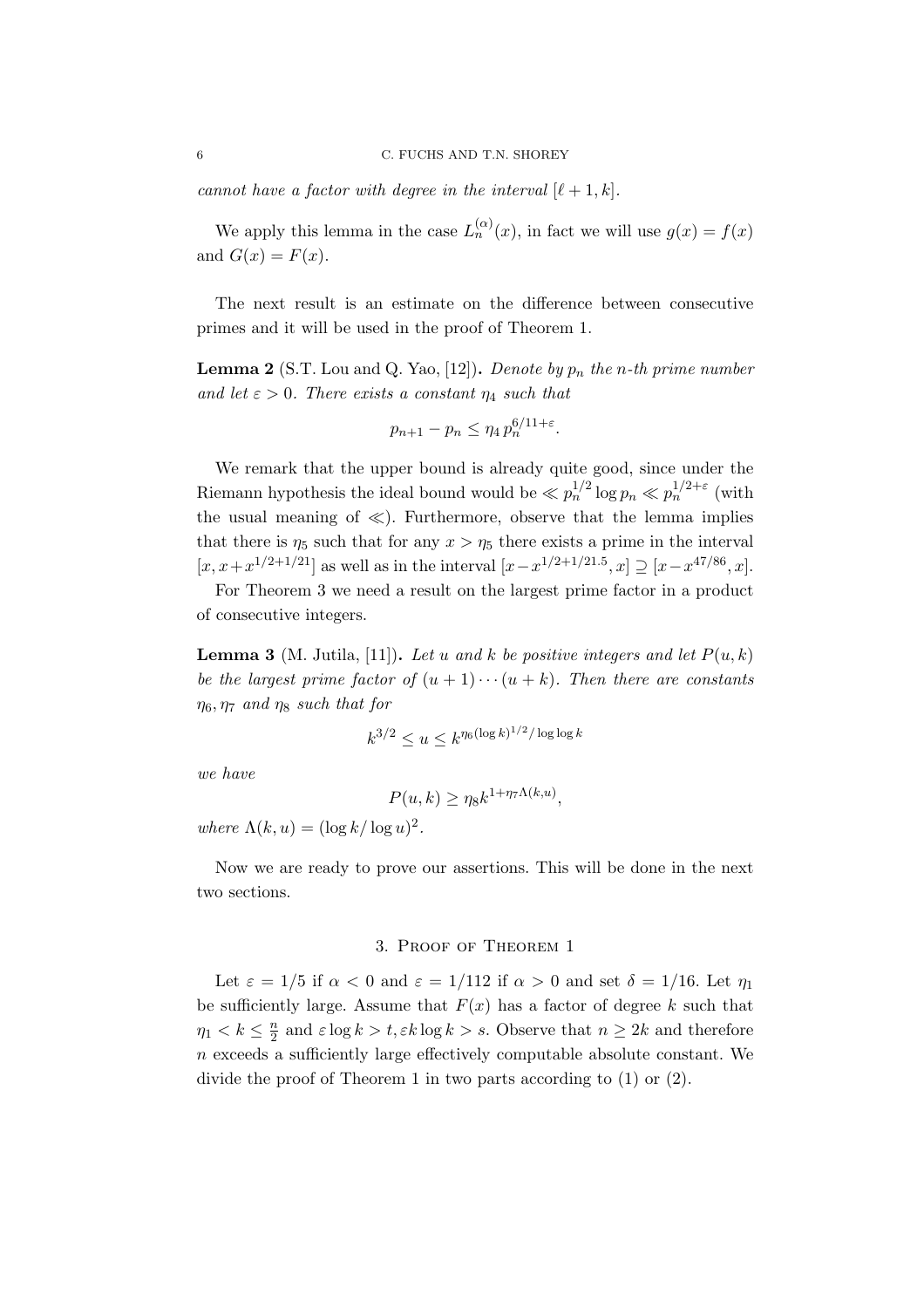*cannot have a factor with degree in the interval* $[\ell+1, k]$.

We apply this lemma in the case $L_n^{(\alpha)}(x)$, in fact we will use $g(x) = f(x)$ and $G(x) = F(x)$.

The next result is an estimate on the difference between consecutive primes and it will be used in the proof of Theorem 1.

**Lemma 2** (S.T. Lou and Q. Yao, [12])**.** *Denote by* $p_n$ *the* $n$*-th prime number and let* $\varepsilon > 0$*. There exists a constant* $\eta_4$ *such that*

$$p_{n+1} - p_n \leq \eta_4\, p_n^{6/11+\varepsilon}.$$

We remark that the upper bound is already quite good, since under the Riemann hypothesis the ideal bound would be $\ll p_n^{1/2} \log p_n \ll p_n^{1/2+\varepsilon}$ (with the usual meaning of $\ll$). Furthermore, observe that the lemma implies that there is $\eta_5$ such that for any $x > \eta_5$ there exists a prime in the interval $[x, x + x^{1/2+1/21}]$ as well as in the interval $[x - x^{1/2+1/21.5}, x] \supseteq [x - x^{47/86}, x]$.

For Theorem 3 we need a result on the largest prime factor in a product of consecutive integers.

**Lemma 3** (M. Jutila, [11])**.** *Let* $u$ *and* $k$ *be positive integers and let* $P(u,k)$ *be the largest prime factor of* $(u+1)\cdots(u+k)$*. Then there are constants* $\eta_6, \eta_7$ *and* $\eta_8$ *such that for*

$$k^{3/2} \leq u \leq k^{\eta_6 (\log k)^{1/2}/\log\log k}$$

*we have*

$$P(u,k) \geq \eta_8 k^{1+\eta_7 \Lambda(k,u)},$$

*where* $\Lambda(k,u) = (\log k/\log u)^2$.

Now we are ready to prove our assertions. This will be done in the next two sections.

## 3. Proof of Theorem 1

Let $\varepsilon = 1/5$ if $\alpha < 0$ and $\varepsilon = 1/112$ if $\alpha > 0$ and set $\delta = 1/16$. Let $\eta_1$ be sufficiently large. Assume that $F(x)$ has a factor of degree $k$ such that $\eta_1 < k \leq \frac{n}{2}$ and $\varepsilon \log k > t, \varepsilon k \log k > s$. Observe that $n \geq 2k$ and therefore $n$ exceeds a sufficiently large effectively computable absolute constant. We divide the proof of Theorem 1 in two parts according to (1) or (2).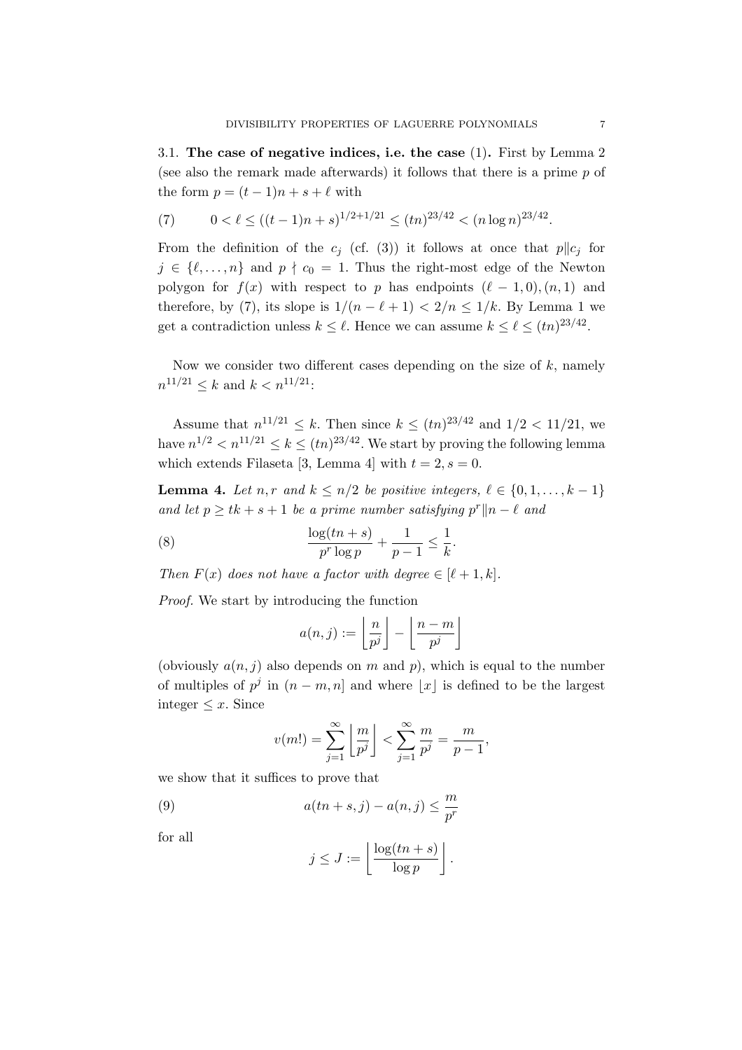3.1. **The case of negative indices, i.e. the case** (1)**.** First by Lemma 2 (see also the remark made afterwards) it follows that there is a prime $p$ of the form $p = (t-1)n + s + \ell$ with

$$0 < \ell \le ((t-1)n+s)^{1/2+1/21} \le (tn)^{23/42} < (n \log n)^{23/42}. \tag{7}$$

From the definition of the $c_j$ (cf. (3)) it follows at once that $p \| c_j$ for $j \in \{\ell, \ldots, n\}$ and $p \nmid c_0 = 1$. Thus the right-most edge of the Newton polygon for $f(x)$ with respect to $p$ has endpoints $(\ell - 1, 0), (n, 1)$ and therefore, by (7), its slope is $1/(n - \ell + 1) < 2/n \le 1/k$. By Lemma 1 we get a contradiction unless $k \le \ell$. Hence we can assume $k \le \ell \le (tn)^{23/42}$.

Now we consider two different cases depending on the size of $k$, namely $n^{11/21} \le k$ and $k < n^{11/21}$:

Assume that $n^{11/21} \le k$. Then since $k \le (tn)^{23/42}$ and $1/2 < 11/21$, we have $n^{1/2} < n^{11/21} \le k \le (tn)^{23/42}$. We start by proving the following lemma which extends Filaseta [3, Lemma 4] with $t = 2, s = 0$.

**Lemma 4.** *Let $n, r$ and $k \le n/2$ be positive integers, $\ell \in \{0, 1, \ldots, k-1\}$ and let $p \ge tk + s + 1$ be a prime number satisfying $p^r \| n - \ell$ and*

$$\frac{\log(tn+s)}{p^r \log p} + \frac{1}{p-1} \le \frac{1}{k}. \tag{8}$$

*Then $F(x)$ does not have a factor with degree $\in [\ell + 1, k]$.*

*Proof.* We start by introducing the function

$$a(n, j) := \left\lfloor \frac{n}{p^j} \right\rfloor - \left\lfloor \frac{n-m}{p^j} \right\rfloor$$

(obviously $a(n, j)$ also depends on $m$ and $p$), which is equal to the number of multiples of $p^j$ in $(n - m, n]$ and where $\lfloor x \rfloor$ is defined to be the largest integer $\le x$. Since

$$v(m!) = \sum_{j=1}^{\infty} \left\lfloor \frac{m}{p^j} \right\rfloor < \sum_{j=1}^{\infty} \frac{m}{p^j} = \frac{m}{p-1},$$

we show that it suffices to prove that

$$a(tn+s, j) - a(n, j) \le \frac{m}{p^r} \tag{9}$$

for all

$$j \le J := \left\lfloor \frac{\log(tn+s)}{\log p} \right\rfloor.$$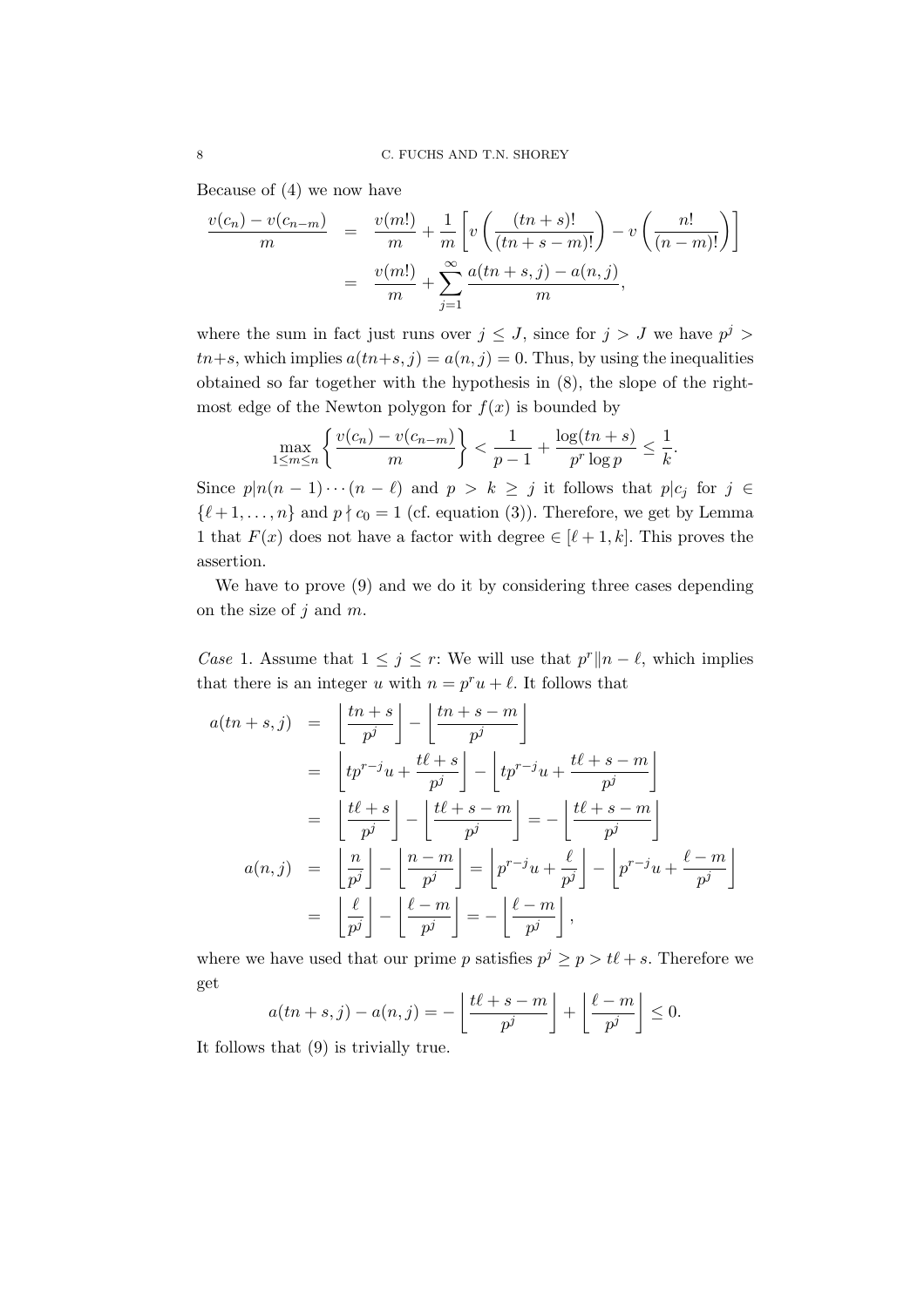Because of (4) we now have

$$
\begin{aligned}
\frac{v(c_n) - v(c_{n-m})}{m} &= \frac{v(m!)}{m} + \frac{1}{m}\left[ v\left( \frac{(tn+s)!}{(tn+s-m)!} \right) - v\left( \frac{n!}{(n-m)!} \right) \right] \\
&= \frac{v(m!)}{m} + \sum_{j=1}^{\infty} \frac{a(tn+s,j) - a(n,j)}{m},
\end{aligned}
$$

where the sum in fact just runs over $j \leq J$, since for $j > J$ we have $p^j > tn+s$, which implies $a(tn+s,j) = a(n,j) = 0$. Thus, by using the inequalities obtained so far together with the hypothesis in (8), the slope of the right-most edge of the Newton polygon for $f(x)$ is bounded by

$$
\max_{1 \leq m \leq n} \left\{ \frac{v(c_n) - v(c_{n-m})}{m} \right\} < \frac{1}{p-1} + \frac{\log(tn+s)}{p^r \log p} \leq \frac{1}{k}.
$$

Since $p | n(n-1)\cdots(n-\ell)$ and $p > k \geq j$ it follows that $p | c_j$ for $j \in \{\ell+1, \ldots, n\}$ and $p \nmid c_0 = 1$ (cf. equation (3)). Therefore, we get by Lemma 1 that $F(x)$ does not have a factor with degree $\in [\ell+1, k]$. This proves the assertion.

We have to prove (9) and we do it by considering three cases depending on the size of $j$ and $m$.

*Case* 1. Assume that $1 \leq j \leq r$: We will use that $p^r \| n - \ell$, which implies that there is an integer $u$ with $n = p^r u + \ell$. It follows that

$$
\begin{aligned}
a(tn+s,j) &= \left\lfloor \frac{tn+s}{p^j} \right\rfloor - \left\lfloor \frac{tn+s-m}{p^j} \right\rfloor \\
&= \left\lfloor tp^{r-j}u + \frac{t\ell+s}{p^j} \right\rfloor - \left\lfloor tp^{r-j}u + \frac{t\ell+s-m}{p^j} \right\rfloor \\
&= \left\lfloor \frac{t\ell+s}{p^j} \right\rfloor - \left\lfloor \frac{t\ell+s-m}{p^j} \right\rfloor = - \left\lfloor \frac{t\ell+s-m}{p^j} \right\rfloor \\
a(n,j) &= \left\lfloor \frac{n}{p^j} \right\rfloor - \left\lfloor \frac{n-m}{p^j} \right\rfloor = \left\lfloor p^{r-j}u + \frac{\ell}{p^j} \right\rfloor - \left\lfloor p^{r-j}u + \frac{\ell-m}{p^j} \right\rfloor \\
&= \left\lfloor \frac{\ell}{p^j} \right\rfloor - \left\lfloor \frac{\ell-m}{p^j} \right\rfloor = - \left\lfloor \frac{\ell-m}{p^j} \right\rfloor,
\end{aligned}
$$

where we have used that our prime $p$ satisfies $p^j \geq p > t\ell + s$. Therefore we get

$$
a(tn+s,j) - a(n,j) = - \left\lfloor \frac{t\ell+s-m}{p^j} \right\rfloor + \left\lfloor \frac{\ell-m}{p^j} \right\rfloor \leq 0.
$$

It follows that (9) is trivially true.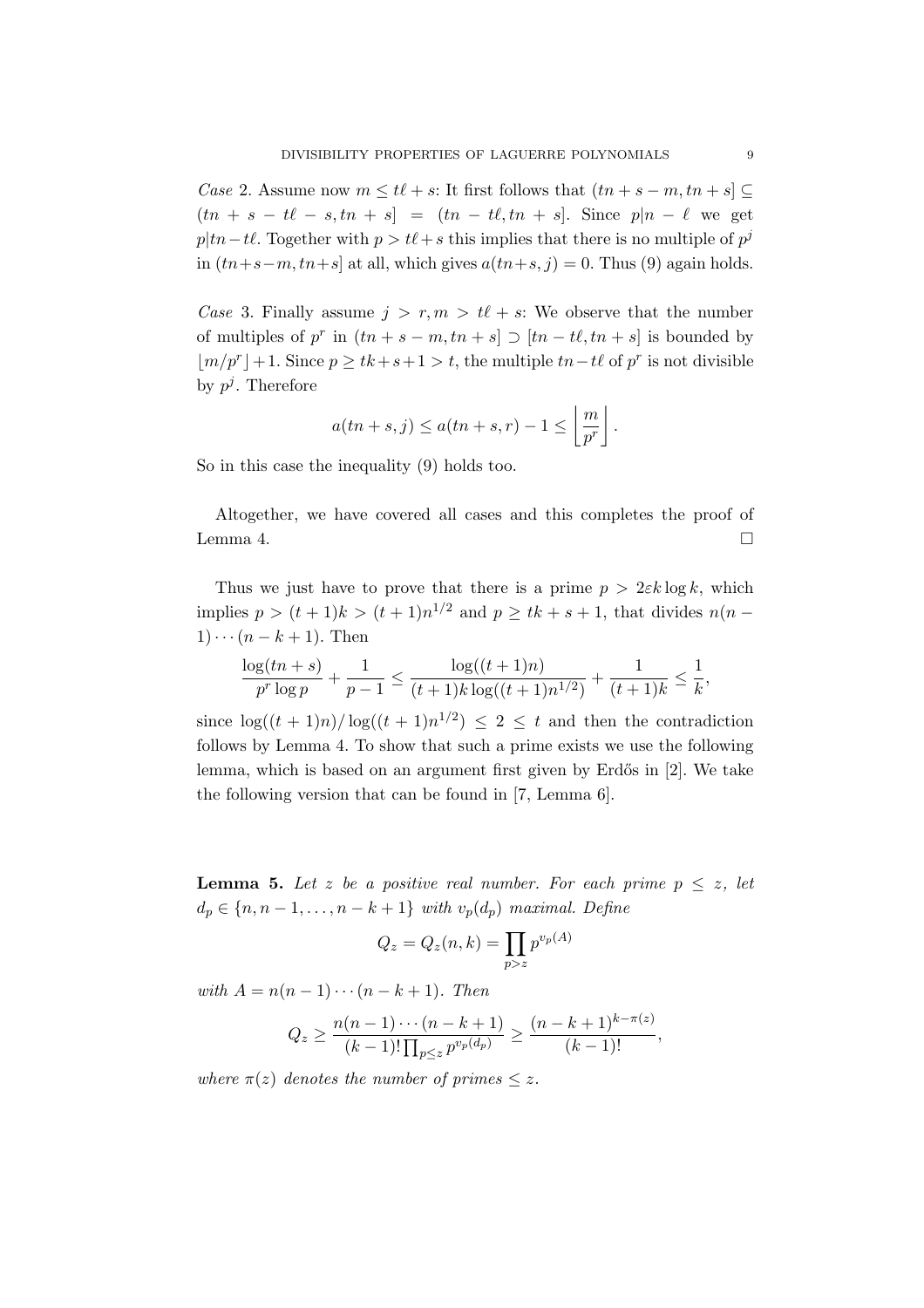*Case* 2. Assume now $m \le t\ell + s$: It first follows that $(tn+s-m, tn+s] \subseteq (tn+s-t\ell-s, tn+s] = (tn-t\ell, tn+s]$. Since $p | n-\ell$ we get $p | tn - t\ell$. Together with $p > t\ell + s$ this implies that there is no multiple of $p^j$ in $(tn+s-m, tn+s]$ at all, which gives $a(tn+s, j) = 0$. Thus (9) again holds.

*Case* 3. Finally assume $j > r, m > t\ell + s$: We observe that the number of multiples of $p^r$ in $(tn+s-m, tn+s] \supset [tn-t\ell, tn+s]$ is bounded by $\lfloor m/p^r \rfloor + 1$. Since $p \ge tk+s+1 > t$, the multiple $tn - t\ell$ of $p^r$ is not divisible by $p^j$. Therefore

$$a(tn+s, j) \le a(tn+s, r) - 1 \le \left\lfloor \frac{m}{p^r} \right\rfloor.$$

So in this case the inequality (9) holds too.

Altogether, we have covered all cases and this completes the proof of Lemma 4. □

Thus we just have to prove that there is a prime $p > 2\varepsilon k \log k$, which implies $p > (t+1)k > (t+1)n^{1/2}$ and $p \ge tk+s+1$, that divides $n(n-1)\cdots(n-k+1)$. Then

$$\frac{\log(tn+s)}{p^r \log p} + \frac{1}{p-1} \le \frac{\log((t+1)n)}{(t+1)k \log((t+1)n^{1/2})} + \frac{1}{(t+1)k} \le \frac{1}{k},$$

since $\log((t+1)n)/\log((t+1)n^{1/2}) \le 2 \le t$ and then the contradiction follows by Lemma 4. To show that such a prime exists we use the following lemma, which is based on an argument first given by Erdős in [2]. We take the following version that can be found in [7, Lemma 6].

**Lemma 5.** *Let $z$ be a positive real number. For each prime $p \le z$, let $d_p \in \{n, n-1, \dots, n-k+1\}$ with $v_p(d_p)$ maximal. Define*

$$Q_z = Q_z(n,k) = \prod_{p > z} p^{v_p(A)}$$

*with $A = n(n-1)\cdots(n-k+1)$. Then*

$$Q_z \ge \frac{n(n-1)\cdots(n-k+1)}{(k-1)! \prod_{p \le z} p^{v_p(d_p)}} \ge \frac{(n-k+1)^{k-\pi(z)}}{(k-1)!},$$

*where $\pi(z)$ denotes the number of primes $\le z$.*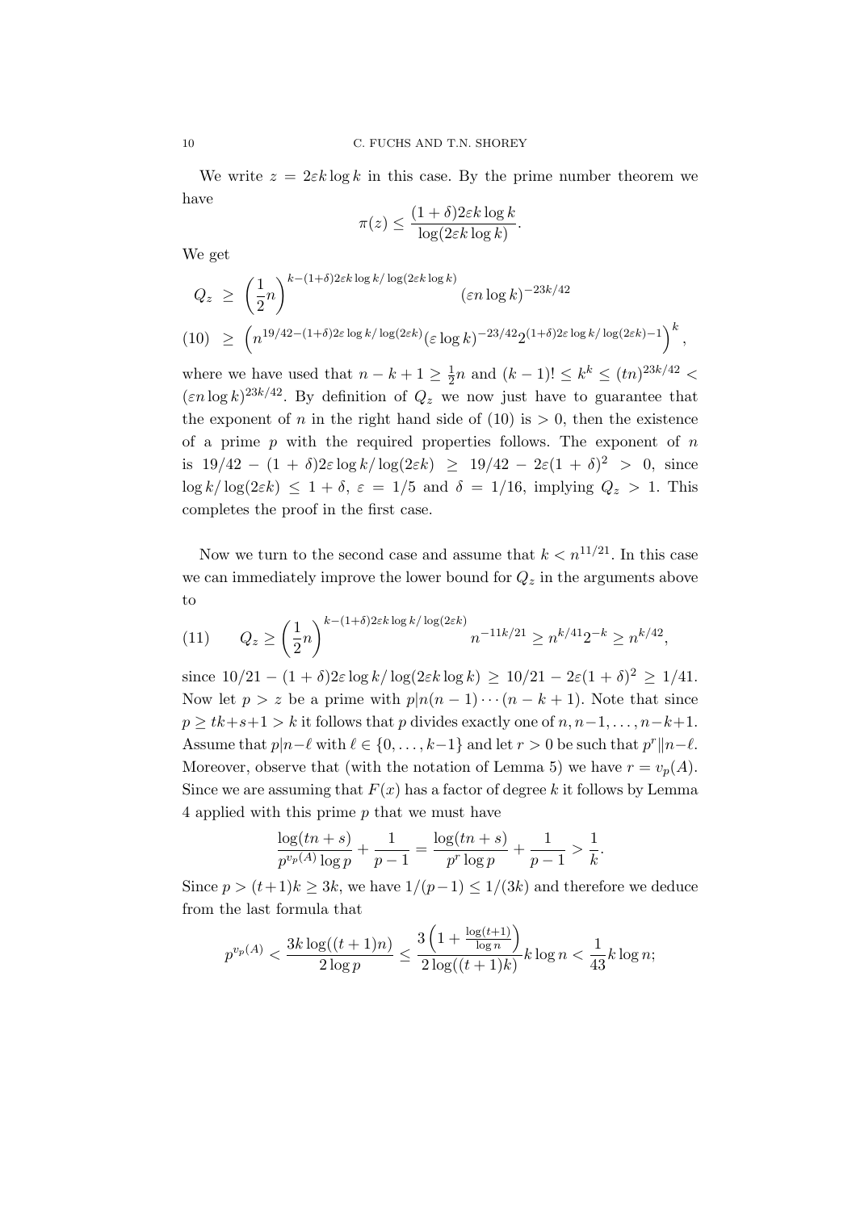We write $z = 2\varepsilon k \log k$ in this case. By the prime number theorem we have

$$\pi(z) \leq \frac{(1+\delta)2\varepsilon k \log k}{\log(2\varepsilon k \log k)}.$$

We get

$$\begin{aligned} Q_z &\geq \left(\frac{1}{2}n\right)^{k-(1+\delta)2\varepsilon k \log k/\log(2\varepsilon k \log k)} (\varepsilon n \log k)^{-23k/42} \\ &\geq \left(n^{19/42-(1+\delta)2\varepsilon \log k/\log(2\varepsilon k)}(\varepsilon \log k)^{-23/42} 2^{(1+\delta)2\varepsilon \log k/\log(2\varepsilon k)-1}\right)^k, \end{aligned} \tag{10}$$

where we have used that $n-k+1 \geq \frac{1}{2}n$ and $(k-1)! \leq k^k \leq (tn)^{23k/42} < (\varepsilon n \log k)^{23k/42}$. By definition of $Q_z$ we now just have to guarantee that the exponent of $n$ in the right hand side of (10) is $> 0$, then the existence of a prime $p$ with the required properties follows. The exponent of $n$ is $19/42 - (1+\delta)2\varepsilon \log k/\log(2\varepsilon k) \geq 19/42 - 2\varepsilon(1+\delta)^2 > 0$, since $\log k/\log(2\varepsilon k) \leq 1+\delta$, $\varepsilon = 1/5$ and $\delta = 1/16$, implying $Q_z > 1$. This completes the proof in the first case.

Now we turn to the second case and assume that $k < n^{11/21}$. In this case we can immediately improve the lower bound for $Q_z$ in the arguments above to

$$Q_z \geq \left(\frac{1}{2}n\right)^{k-(1+\delta)2\varepsilon k \log k/\log(2\varepsilon k)} n^{-11k/21} \geq n^{k/41}2^{-k} \geq n^{k/42}, \tag{11}$$

since $10/21 - (1+\delta)2\varepsilon \log k/\log(2\varepsilon k \log k) \geq 10/21 - 2\varepsilon(1+\delta)^2 \geq 1/41$. Now let $p > z$ be a prime with $p | n(n-1)\cdots(n-k+1)$. Note that since $p \geq tk+s+1 > k$ it follows that $p$ divides exactly one of $n, n-1, \ldots, n-k+1$. Assume that $p | n-\ell$ with $\ell \in \{0, \ldots, k-1\}$ and let $r > 0$ be such that $p^r \| n-\ell$. Moreover, observe that (with the notation of Lemma 5) we have $r = v_p(A)$. Since we are assuming that $F(x)$ has a factor of degree $k$ it follows by Lemma 4 applied with this prime $p$ that we must have

$$\frac{\log(tn+s)}{p^{v_p(A)}\log p} + \frac{1}{p-1} = \frac{\log(tn+s)}{p^r \log p} + \frac{1}{p-1} > \frac{1}{k}.$$

Since $p > (t+1)k \geq 3k$, we have $1/(p-1) \leq 1/(3k)$ and therefore we deduce from the last formula that

$$p^{v_p(A)} < \frac{3k\log((t+1)n)}{2\log p} \leq \frac{3\left(1 + \frac{\log(t+1)}{\log n}\right)}{2\log((t+1)k)} k \log n < \frac{1}{43} k \log n;$$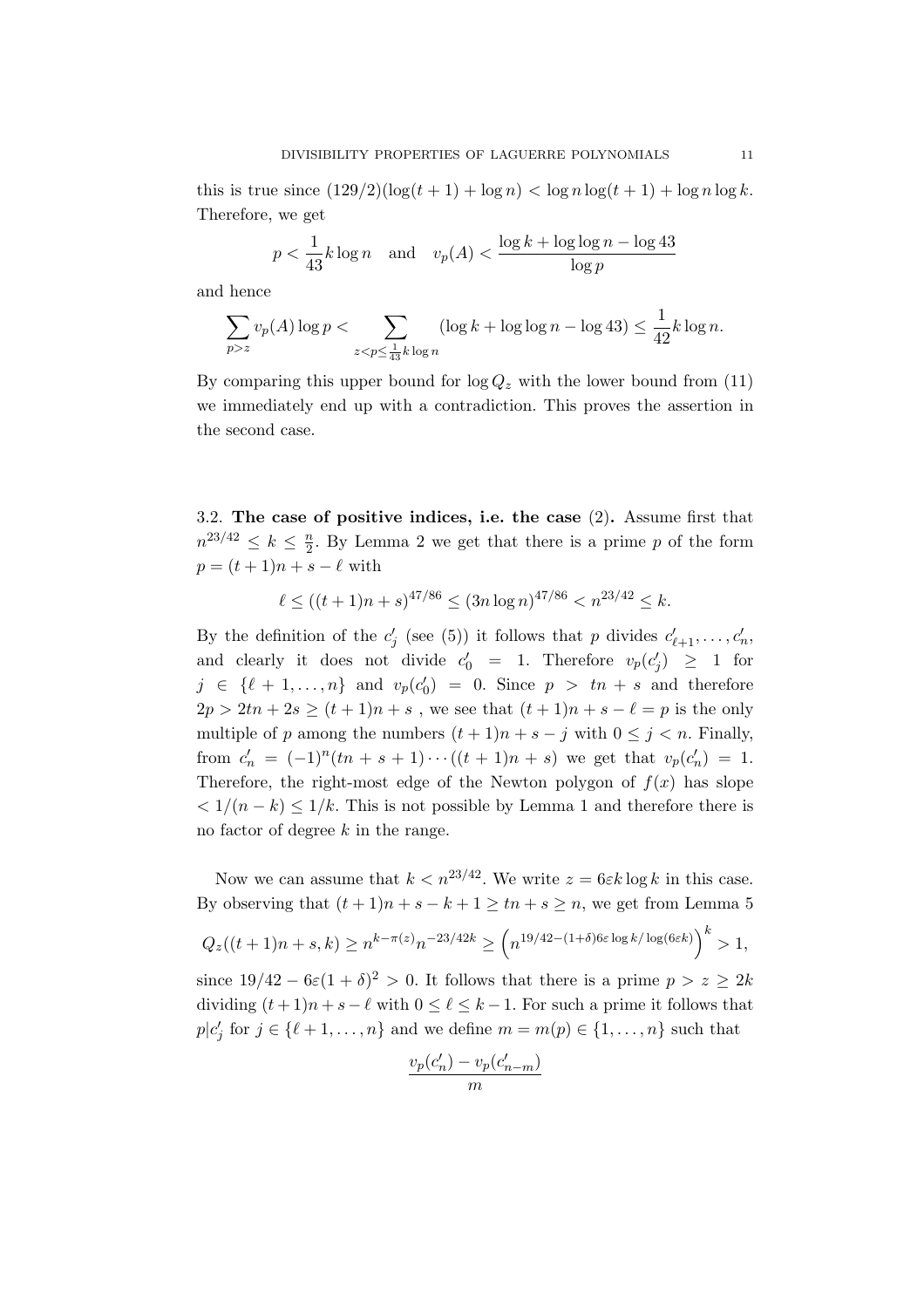this is true since $(129/2)(\log(t+1) + \log n) < \log n \log(t+1) + \log n \log k$. Therefore, we get

$$p < \frac{1}{43} k \log n \quad \text{and} \quad v_p(A) < \frac{\log k + \log\log n - \log 43}{\log p}$$

and hence

$$\sum_{p>z} v_p(A) \log p < \sum_{z<p\leq \frac{1}{43}k\log n} (\log k + \log\log n - \log 43) \leq \frac{1}{42} k \log n.$$

By comparing this upper bound for $\log Q_z$ with the lower bound from (11) we immediately end up with a contradiction. This proves the assertion in the second case.

### 3.2. The case of positive indices, i.e. the case (2).

Assume first that $n^{23/42} \leq k \leq \frac{n}{2}$. By Lemma 2 we get that there is a prime $p$ of the form $p = (t+1)n + s - \ell$ with

$$\ell \leq ((t+1)n + s)^{47/86} \leq (3n \log n)^{47/86} < n^{23/42} \leq k.$$

By the definition of the $c_j'$ (see (5)) it follows that $p$ divides $c_{\ell+1}', \dots, c_n'$, and clearly it does not divide $c_0' = 1$. Therefore $v_p(c_j') \geq 1$ for $j \in \{\ell+1, \dots, n\}$ and $v_p(c_0') = 0$. Since $p > tn + s$ and therefore $2p > 2tn + 2s \geq (t+1)n + s$ , we see that $(t+1)n + s - \ell = p$ is the only multiple of $p$ among the numbers $(t+1)n + s - j$ with $0 \leq j < n$. Finally, from $c_n' = (-1)^n(tn + s + 1)\cdots((t+1)n + s)$ we get that $v_p(c_n') = 1$. Therefore, the right-most edge of the Newton polygon of $f(x)$ has slope $< 1/(n-k) \leq 1/k$. This is not possible by Lemma 1 and therefore there is no factor of degree $k$ in the range.

Now we can assume that $k < n^{23/42}$. We write $z = 6\varepsilon k \log k$ in this case. By observing that $(t+1)n + s - k + 1 \geq tn + s \geq n$, we get from Lemma 5

$$Q_z((t+1)n + s, k) \geq n^{k-\pi(z)} n^{-23/42k} \geq \left(n^{19/42 - (1+\delta)6\varepsilon \log k / \log(6\varepsilon k)}\right)^k > 1,$$

since $19/42 - 6\varepsilon(1+\delta)^2 > 0$. It follows that there is a prime $p > z \geq 2k$ dividing $(t+1)n + s - \ell$ with $0 \leq \ell \leq k-1$. For such a prime it follows that $p | c_j'$ for $j \in \{\ell+1, \dots, n\}$ and we define $m = m(p) \in \{1, \dots, n\}$ such that

$$\frac{v_p(c_n') - v_p(c_{n-m}')}{m}$$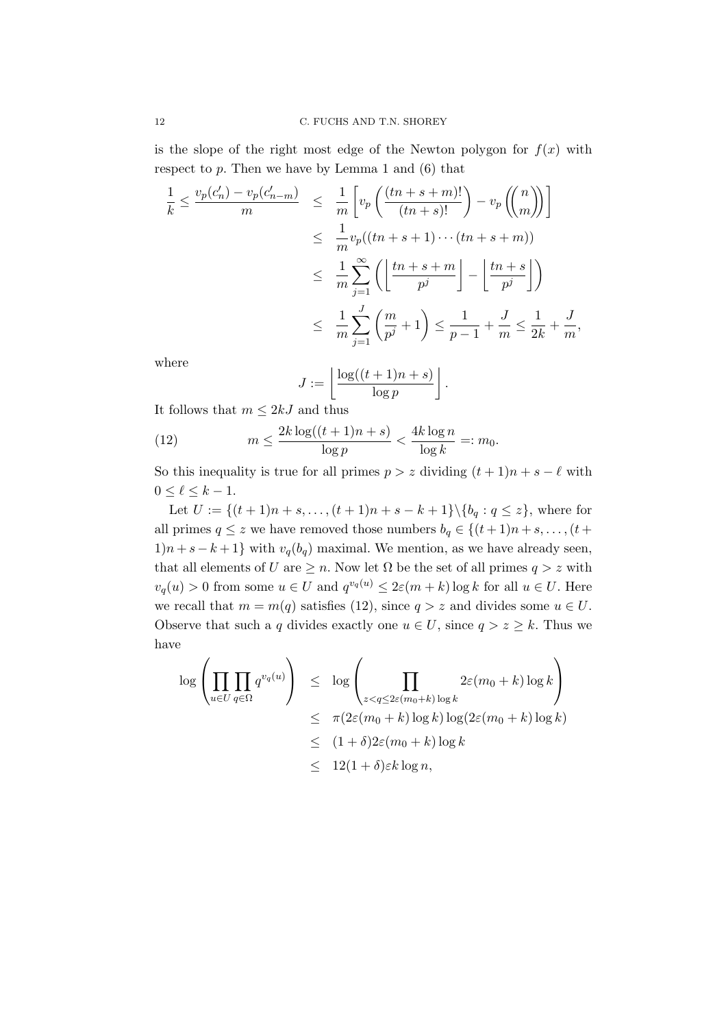is the slope of the right most edge of the Newton polygon for $f(x)$ with respect to $p$. Then we have by Lemma 1 and (6) that

$$
\begin{aligned}
\frac{1}{k} \le \frac{v_p(c_n') - v_p(c_{n-m}')}{m} &\le \frac{1}{m}\left[ v_p\left(\frac{(tn+s+m)!}{(tn+s)!}\right) - v_p\left(\binom{n}{m}\right)\right] \\
&\le \frac{1}{m} v_p((tn+s+1)\cdots(tn+s+m)) \\
&\le \frac{1}{m}\sum_{j=1}^{\infty}\left(\left\lfloor \frac{tn+s+m}{p^j}\right\rfloor - \left\lfloor \frac{tn+s}{p^j}\right\rfloor\right) \\
&\le \frac{1}{m}\sum_{j=1}^{J}\left(\frac{m}{p^j}+1\right) \le \frac{1}{p-1} + \frac{J}{m} \le \frac{1}{2k} + \frac{J}{m},
\end{aligned}
$$

where

$$
J := \left\lfloor \frac{\log((t+1)n+s)}{\log p}\right\rfloor.
$$

It follows that $m \le 2kJ$ and thus

$$
m \le \frac{2k\log((t+1)n+s)}{\log p} < \frac{4k\log n}{\log k} =: m_0. \tag{12}
$$

So this inequality is true for all primes $p > z$ dividing $(t+1)n+s-\ell$ with $0 \le \ell \le k-1$.

Let $U := \{(t+1)n+s, \ldots, (t+1)n+s-k+1\}\backslash\{b_q : q \le z\}$, where for all primes $q \le z$ we have removed those numbers $b_q \in \{(t+1)n+s, \ldots, (t+1)n+s-k+1\}$ with $v_q(b_q)$ maximal. We mention, as we have already seen, that all elements of $U$ are $\ge n$. Now let $\Omega$ be the set of all primes $q > z$ with $v_q(u) > 0$ from some $u \in U$ and $q^{v_q(u)} \le 2\varepsilon(m+k)\log k$ for all $u \in U$. Here we recall that $m = m(q)$ satisfies (12), since $q > z$ and divides some $u \in U$. Observe that such a $q$ divides exactly one $u \in U$, since $q > z \ge k$. Thus we have

$$
\begin{aligned}
\log\left(\prod_{u\in U}\prod_{q\in\Omega} q^{v_q(u)}\right) &\le \log\left(\prod_{z<q\le 2\varepsilon(m_0+k)\log k} 2\varepsilon(m_0+k)\log k\right) \\
&\le \pi(2\varepsilon(m_0+k)\log k)\log(2\varepsilon(m_0+k)\log k) \\
&\le (1+\delta)2\varepsilon(m_0+k)\log k \\
&\le 12(1+\delta)\varepsilon k\log n,
\end{aligned}
$$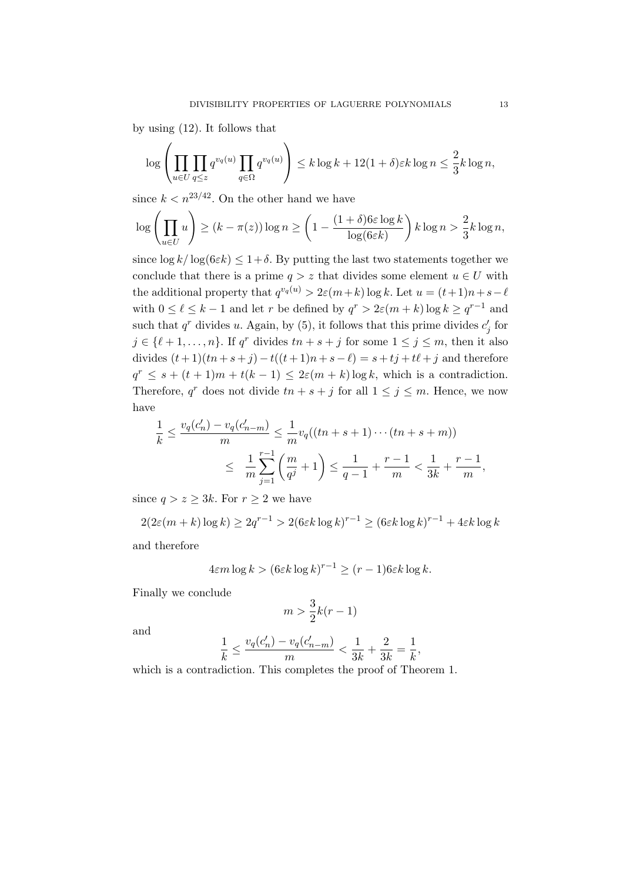by using (12). It follows that

$$\log\left(\prod_{u\in U}\prod_{q\le z} q^{v_q(u)}\prod_{q\in\Omega} q^{v_q(u)}\right)\le k\log k+12(1+\delta)\varepsilon k\log n\le \frac{2}{3}k\log n,$$

since $k<n^{23/42}$. On the other hand we have

$$\log\left(\prod_{u\in U} u\right)\ge (k-\pi(z))\log n\ge\left(1-\frac{(1+\delta)6\varepsilon\log k}{\log(6\varepsilon k)}\right)k\log n>\frac{2}{3}k\log n,$$

since $\log k/\log(6\varepsilon k)\le 1+\delta$. By putting the last two statements together we conclude that there is a prime $q>z$ that divides some element $u\in U$ with the additional property that $q^{v_q(u)}>2\varepsilon(m+k)\log k$. Let $u=(t+1)n+s-\ell$ with $0\le \ell\le k-1$ and let $r$ be defined by $q^r>2\varepsilon(m+k)\log k\ge q^{r-1}$ and such that $q^r$ divides $u$. Again, by (5), it follows that this prime divides $c_j'$ for $j\in\{\ell+1,\dots,n\}$. If $q^r$ divides $tn+s+j$ for some $1\le j\le m$, then it also divides $(t+1)(tn+s+j)-t((t+1)n+s-\ell)=s+tj+t\ell+j$ and therefore $q^r\le s+(t+1)m+t(k-1)\le 2\varepsilon(m+k)\log k$, which is a contradiction. Therefore, $q^r$ does not divide $tn+s+j$ for all $1\le j\le m$. Hence, we now have

$$\begin{aligned}\frac{1}{k}\le\frac{v_q(c_n')-v_q(c_{n-m}')}{m}&\le\frac{1}{m}v_q((tn+s+1)\cdots(tn+s+m))\\ &\le \frac{1}{m}\sum_{j=1}^{r-1}\left(\frac{m}{q^j}+1\right)\le\frac{1}{q-1}+\frac{r-1}{m}<\frac{1}{3k}+\frac{r-1}{m},\end{aligned}$$

since $q>z\ge 3k$. For $r\ge 2$ we have

$$2(2\varepsilon(m+k)\log k)\ge 2q^{r-1}>2(6\varepsilon k\log k)^{r-1}\ge(6\varepsilon k\log k)^{r-1}+4\varepsilon k\log k$$

and therefore

$$4\varepsilon m\log k>(6\varepsilon k\log k)^{r-1}\ge(r-1)6\varepsilon k\log k.$$

Finally we conclude

$$m>\frac{3}{2}k(r-1)$$

and

$$\frac{1}{k}\le\frac{v_q(c_n')-v_q(c_{n-m}')}{m}<\frac{1}{3k}+\frac{2}{3k}=\frac{1}{k},$$

which is a contradiction. This completes the proof of Theorem 1.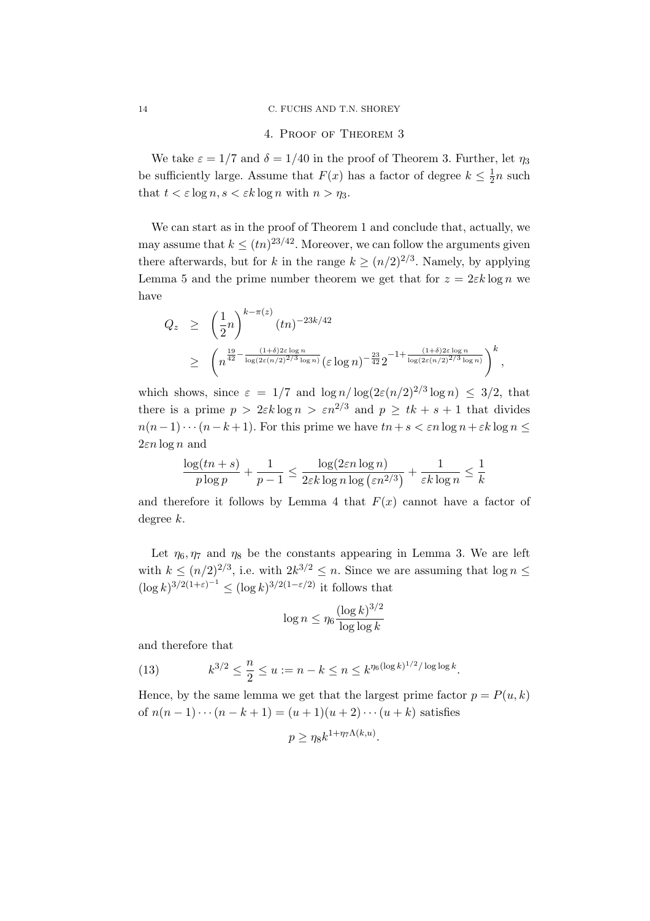## 4. Proof of Theorem 3

We take $\varepsilon = 1/7$ and $\delta = 1/40$ in the proof of Theorem 3. Further, let $\eta_3$ be sufficiently large. Assume that $F(x)$ has a factor of degree $k \leq \frac{1}{2}n$ such that $t < \varepsilon \log n, s < \varepsilon k \log n$ with $n > \eta_3$.

We can start as in the proof of Theorem 1 and conclude that, actually, we may assume that $k \leq (tn)^{23/42}$. Moreover, we can follow the arguments given there afterwards, but for $k$ in the range $k \geq (n/2)^{2/3}$. Namely, by applying Lemma 5 and the prime number theorem we get that for $z = 2\varepsilon k \log n$ we have

$$
\begin{aligned}
Q_z &\geq \left(\frac{1}{2}n\right)^{k-\pi(z)} (tn)^{-23k/42} \\
&\geq \left( n^{\frac{19}{42} - \frac{(1+\delta)2\varepsilon \log n}{\log(2\varepsilon (n/2)^{2/3} \log n)}} (\varepsilon \log n)^{-\frac{23}{42}} 2^{-1+\frac{(1+\delta)2\varepsilon \log n}{\log(2\varepsilon (n/2)^{2/3} \log n)}} \right)^k,
\end{aligned}
$$

which shows, since $\varepsilon = 1/7$ and $\log n / \log(2\varepsilon (n/2)^{2/3} \log n) \leq 3/2$, that there is a prime $p > 2\varepsilon k \log n > \varepsilon n^{2/3}$ and $p \geq tk + s + 1$ that divides $n(n-1)\cdots(n-k+1)$. For this prime we have $tn + s < \varepsilon n \log n + \varepsilon k \log n \leq 2\varepsilon n \log n$ and

$$
\frac{\log(tn+s)}{p \log p} + \frac{1}{p-1} \leq \frac{\log(2\varepsilon n \log n)}{2\varepsilon k \log n \log\left(\varepsilon n^{2/3}\right)} + \frac{1}{\varepsilon k \log n} \leq \frac{1}{k}
$$

and therefore it follows by Lemma 4 that $F(x)$ cannot have a factor of degree $k$.

Let $\eta_6, \eta_7$ and $\eta_8$ be the constants appearing in Lemma 3. We are left with $k \leq (n/2)^{2/3}$, i.e. with $2k^{3/2} \leq n$. Since we are assuming that $\log n \leq (\log k)^{3/2(1+\varepsilon)^{-1}} \leq (\log k)^{3/2(1-\varepsilon/2)}$ it follows that

$$
\log n \leq \eta_6 \frac{(\log k)^{3/2}}{\log \log k}
$$

and therefore that

$$
k^{3/2} \leq \frac{n}{2} \leq u := n - k \leq n \leq k^{\eta_6 (\log k)^{1/2} / \log \log k}. \tag{13}
$$

Hence, by the same lemma we get that the largest prime factor $p = P(u,k)$ of $n(n-1)\cdots(n-k+1) = (u+1)(u+2)\cdots(u+k)$ satisfies

$$
p \geq \eta_8 k^{1+\eta_7 \Lambda(k,u)}.
$$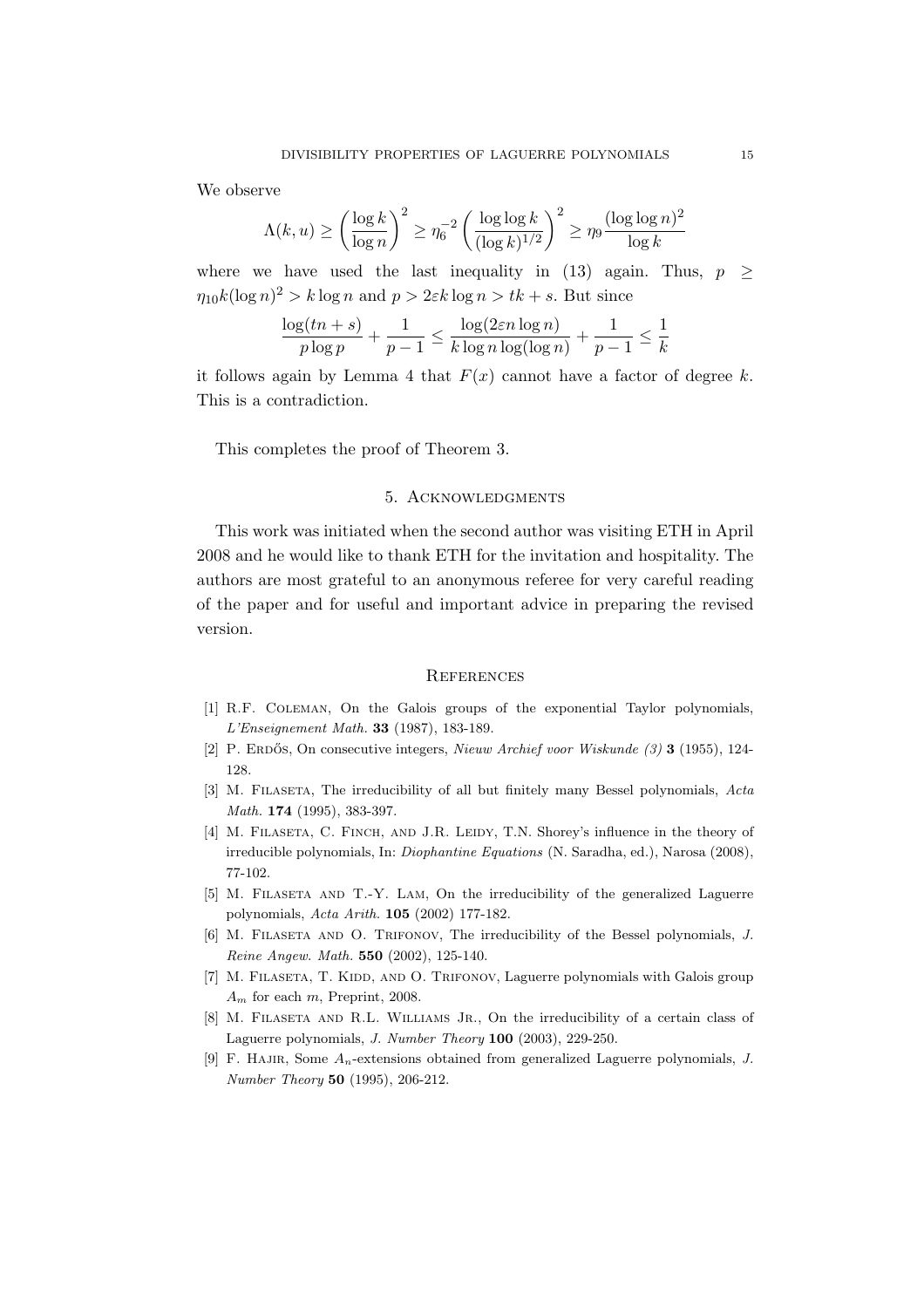We observe

$$\Lambda(k,u) \geq \left(\frac{\log k}{\log n}\right)^2 \geq \eta_6^{-2}\left(\frac{\log\log k}{(\log k)^{1/2}}\right)^2 \geq \eta_9 \frac{(\log\log n)^2}{\log k}$$

where we have used the last inequality in (13) again. Thus, $p \geq \eta_{10} k(\log n)^2 > k \log n$ and $p > 2\varepsilon k \log n > tk + s$. But since

$$\frac{\log(tn+s)}{p\log p} + \frac{1}{p-1} \leq \frac{\log(2\varepsilon n \log n)}{k \log n \log(\log n)} + \frac{1}{p-1} \leq \frac{1}{k}$$

it follows again by Lemma 4 that $F(x)$ cannot have a factor of degree $k$. This is a contradiction.

This completes the proof of Theorem 3.

## 5. Acknowledgments

This work was initiated when the second author was visiting ETH in April 2008 and he would like to thank ETH for the invitation and hospitality. The authors are most grateful to an anonymous referee for very careful reading of the paper and for useful and important advice in preparing the revised version.

## References

[1] R.F. Coleman, On the Galois groups of the exponential Taylor polynomials, *L'Enseignement Math.* **33** (1987), 183-189.

[2] P. Erdős, On consecutive integers, *Nieuw Archief voor Wiskunde (3)* **3** (1955), 124-128.

[3] M. Filaseta, The irreducibility of all but finitely many Bessel polynomials, *Acta Math.* **174** (1995), 383-397.

[4] M. Filaseta, C. Finch, and J.R. Leidy, T.N. Shorey's influence in the theory of irreducible polynomials, In: *Diophantine Equations* (N. Saradha, ed.), Narosa (2008), 77-102.

[5] M. Filaseta and T.-Y. Lam, On the irreducibility of the generalized Laguerre polynomials, *Acta Arith.* **105** (2002) 177-182.

[6] M. Filaseta and O. Trifonov, The irreducibility of the Bessel polynomials, *J. Reine Angew. Math.* **550** (2002), 125-140.

[7] M. Filaseta, T. Kidd, and O. Trifonov, Laguerre polynomials with Galois group $A_m$ for each $m$, Preprint, 2008.

[8] M. Filaseta and R.L. Williams Jr., On the irreducibility of a certain class of Laguerre polynomials, *J. Number Theory* **100** (2003), 229-250.

[9] F. Hajir, Some $A_n$-extensions obtained from generalized Laguerre polynomials, *J. Number Theory* **50** (1995), 206-212.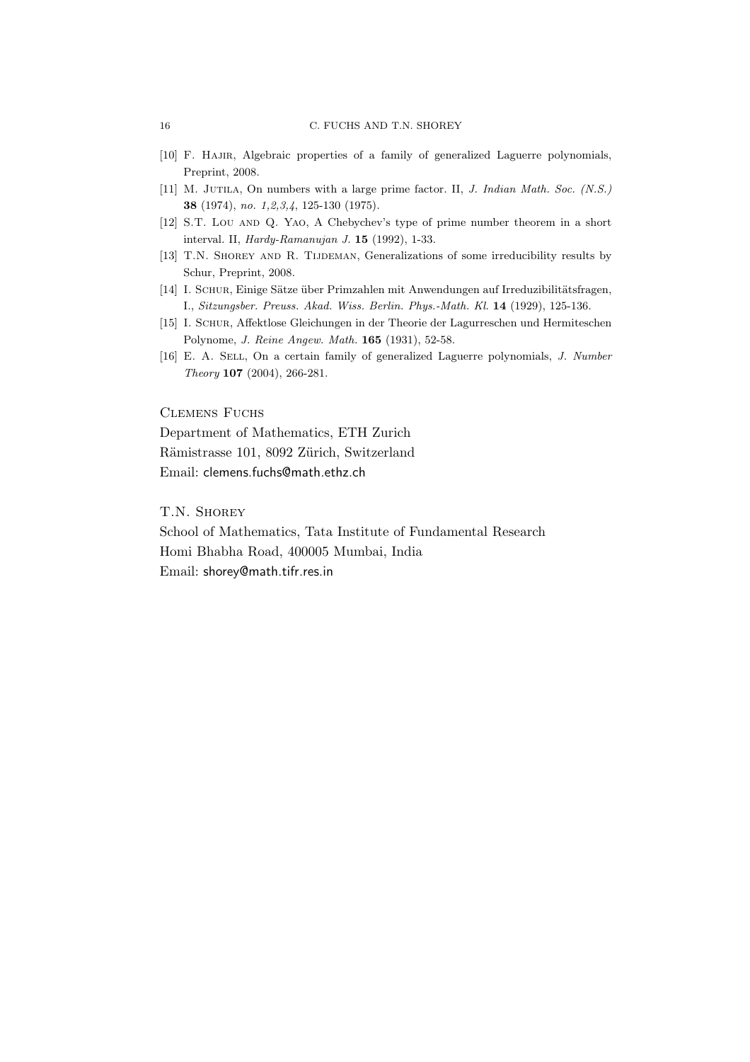[10] F. Hajir, Algebraic properties of a family of generalized Laguerre polynomials, Preprint, 2008.

[11] M. Jutila, On numbers with a large prime factor. II, *J. Indian Math. Soc. (N.S.)* **38** (1974), *no. 1,2,3,4*, 125-130 (1975).

[12] S.T. Lou and Q. Yao, A Chebychev's type of prime number theorem in a short interval. II, *Hardy-Ramanujan J.* **15** (1992), 1-33.

[13] T.N. Shorey and R. Tijdeman, Generalizations of some irreducibility results by Schur, Preprint, 2008.

[14] I. Schur, Einige Sätze über Primzahlen mit Anwendungen auf Irreduzibilitätsfragen, I., *Sitzungsber. Preuss. Akad. Wiss. Berlin. Phys.-Math. Kl.* **14** (1929), 125-136.

[15] I. Schur, Affektlose Gleichungen in der Theorie der Lagurreschen und Hermiteschen Polynome, *J. Reine Angew. Math.* **165** (1931), 52-58.

[16] E. A. Sell, On a certain family of generalized Laguerre polynomials, *J. Number Theory* **107** (2004), 266-281.

Clemens Fuchs
Department of Mathematics, ETH Zurich
Rämistrasse 101, 8092 Zürich, Switzerland
Email: clemens.fuchs@math.ethz.ch

T.N. Shorey
School of Mathematics, Tata Institute of Fundamental Research
Homi Bhabha Road, 400005 Mumbai, India
Email: shorey@math.tifr.res.in